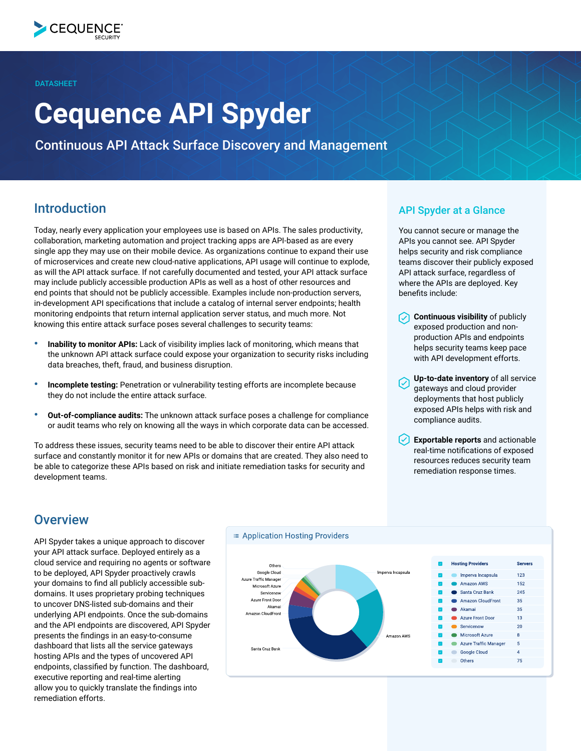DATASHEET

# Cequence API Spyder

## Continuous API Attack Surface Discovery and Management

## Introduction

Today, nearly every application your employees use is based on APIs. The sales productivity, collaboration, marketing automation and project tracking apps are API-based as are every single app they may use on their mobile device. As organizations continue to expand their use of microservices and create new cloud-native applications, API usage will continue to explode, as will the API attack surface. If not carefully documented and tested, your API attack surface may include publicly accessible production APIs as well as a host of other resources and end points that should not be publicly accessible. Examples include non-production servers, in-development API specifications that include a catalog of internal server endpoints; health monitoring endpoints that return internal application server status, and much more. Not knowing this entire attack surface poses several challenges to security teams:

- **Inability to monitor APIs:** Lack of visibility implies lack of monitoring, which means that the unknown API attack surface could expose your organization to security risks including data breaches, theft, fraud, and business disruption.
- **Incomplete testing:** Penetration or vulnerability testing efforts are incomplete because they do not include the entire attack surface.
- **Out-of-compliance audits:** The unknown attack surface poses a challenge for compliance or audit teams who rely on knowing all the ways in which corporate data can be accessed.

To address these issues, security teams need to be able to discover their entire API attack surface and constantly monitor it for new APIs or domains that are created. They also need to be able to categorize these APIs based on risk and initiate remediation tasks for security and development teams.

## API Spyder at a Glance

You cannot secure or manage the APIs you cannot see. API Spyder helps security and risk compliance teams discover their publicly exposed API attack surface, regardless of where the APIs are deployed. Key benefits include:

- **Continuous visibility** of publicly exposed production and non-production APIs and endpoints helps security teams keep pace with API development efforts.
- **Up-to-date inventory** of all service gateways and cloud provider deployments that host publicly exposed APIs helps with risk and compliance audits.
- **Exportable reports** and actionable real-time notifications of exposed resources reduces security team remediation response times.

## Overview

API Spyder takes a unique approach to discover your API attack surface. Deployed entirely as a cloud service and requiring no agents or software to be deployed, API Spyder proactively crawls your domains to find all publicly accessible sub-domains. It uses proprietary probing techniques to uncover DNS-listed sub-domains and their underlying API endpoints. Once the sub-domains and the API endpoints are discovered, API Spyder presents the findings in an easy-to-consume dashboard that lists all the service gateways hosting APIs and the types of uncovered API endpoints, classified by function. The dashboard, executive reporting and real-time alerting allow you to quickly translate the findings into remediation efforts.

Application Hosting Providers

| Hosting Providers | Servers |
|---|---|
| Imperva Incapsula | 123 |
| Amazon AWS | 152 |
| Santa Cruz Bank | 245 |
| Amazon CloudFront | 35 |
| Akamai | 35 |
| Azure Front Door | 13 |
| Servicenow | 20 |
| Microsoft Azure | 8 |
| Azure Traffic Manager | 5 |
| Google Cloud | 4 |
| Others | 75 |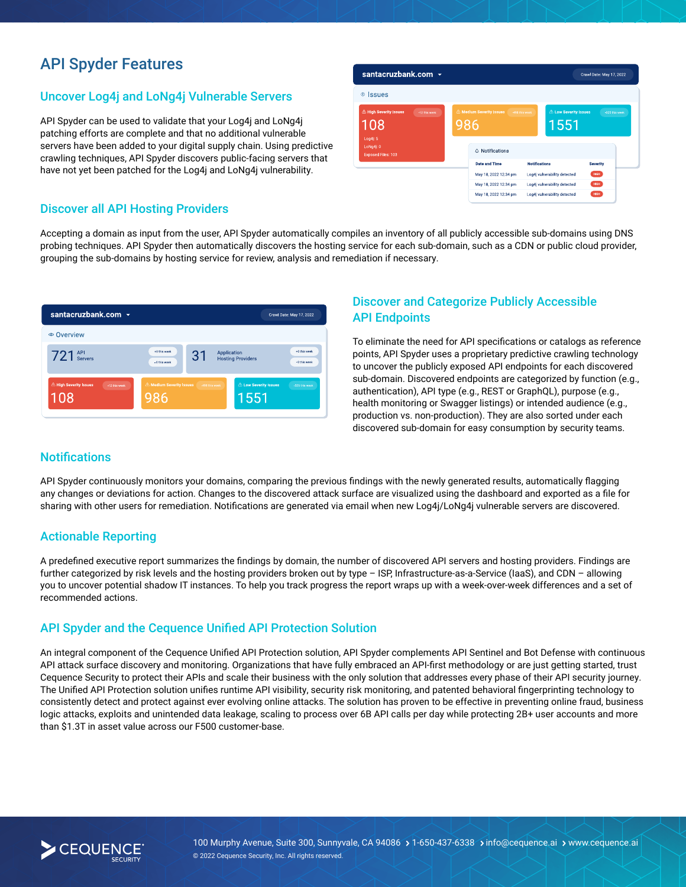## API Spyder Features

### Uncover Log4j and LoNg4j Vulnerable Servers

API Spyder can be used to validate that your Log4j and LoNg4j patching efforts are complete and that no additional vulnerable servers have been added to your digital supply chain. Using predictive crawling techniques, API Spyder discovers public-facing servers that have not yet been patched for the Log4j and LoNg4j vulnerability.

### Discover all API Hosting Providers

Accepting a domain as input from the user, API Spyder automatically compiles an inventory of all publicly accessible sub-domains using DNS probing techniques. API Spyder then automatically discovers the hosting service for each sub-domain, such as a CDN or public cloud provider, grouping the sub-domains by hosting service for review, analysis and remediation if necessary.

### Discover and Categorize Publicly Accessible API Endpoints

To eliminate the need for API specifications or catalogs as reference points, API Spyder uses a proprietary predictive crawling technology to uncover the publicly exposed API endpoints for each discovered sub-domain. Discovered endpoints are categorized by function (e.g., authentication), API type (e.g., REST or GraphQL), purpose (e.g., health monitoring or Swagger listings) or intended audience (e.g., production vs. non-production). They are also sorted under each discovered sub-domain for easy consumption by security teams.

### Notifications

API Spyder continuously monitors your domains, comparing the previous findings with the newly generated results, automatically flagging any changes or deviations for action. Changes to the discovered attack surface are visualized using the dashboard and exported as a file for sharing with other users for remediation. Notifications are generated via email when new Log4j/LoNg4j vulnerable servers are discovered.

### Actionable Reporting

A predefined executive report summarizes the findings by domain, the number of discovered API servers and hosting providers. Findings are further categorized by risk levels and the hosting providers broken out by type – ISP, Infrastructure-as-a-Service (IaaS), and CDN – allowing you to uncover potential shadow IT instances. To help you track progress the report wraps up with a week-over-week differences and a set of recommended actions.

### API Spyder and the Cequence Unified API Protection Solution

An integral component of the Cequence Unified API Protection solution, API Spyder complements API Sentinel and Bot Defense with continuous API attack surface discovery and monitoring. Organizations that have fully embraced an API-first methodology or are just getting started, trust Cequence Security to protect their APIs and scale their business with the only solution that addresses every phase of their API security journey. The Unified API Protection solution unifies runtime API visibility, security risk monitoring, and patented behavioral fingerprinting technology to consistently detect and protect against ever evolving online attacks. The solution has proven to be effective in preventing online fraud, business logic attacks, exploits and unintended data leakage, scaling to process over 6B API calls per day while protecting 2B+ user accounts and more than $1.3T in asset value across our F500 customer-base.

CEQUENCE SECURITY

100 Murphy Avenue, Suite 300, Sunnyvale, CA 94086 › 1-650-437-6338 › info@cequence.ai › www.cequence.ai

© 2022 Cequence Security, Inc. All rights reserved.